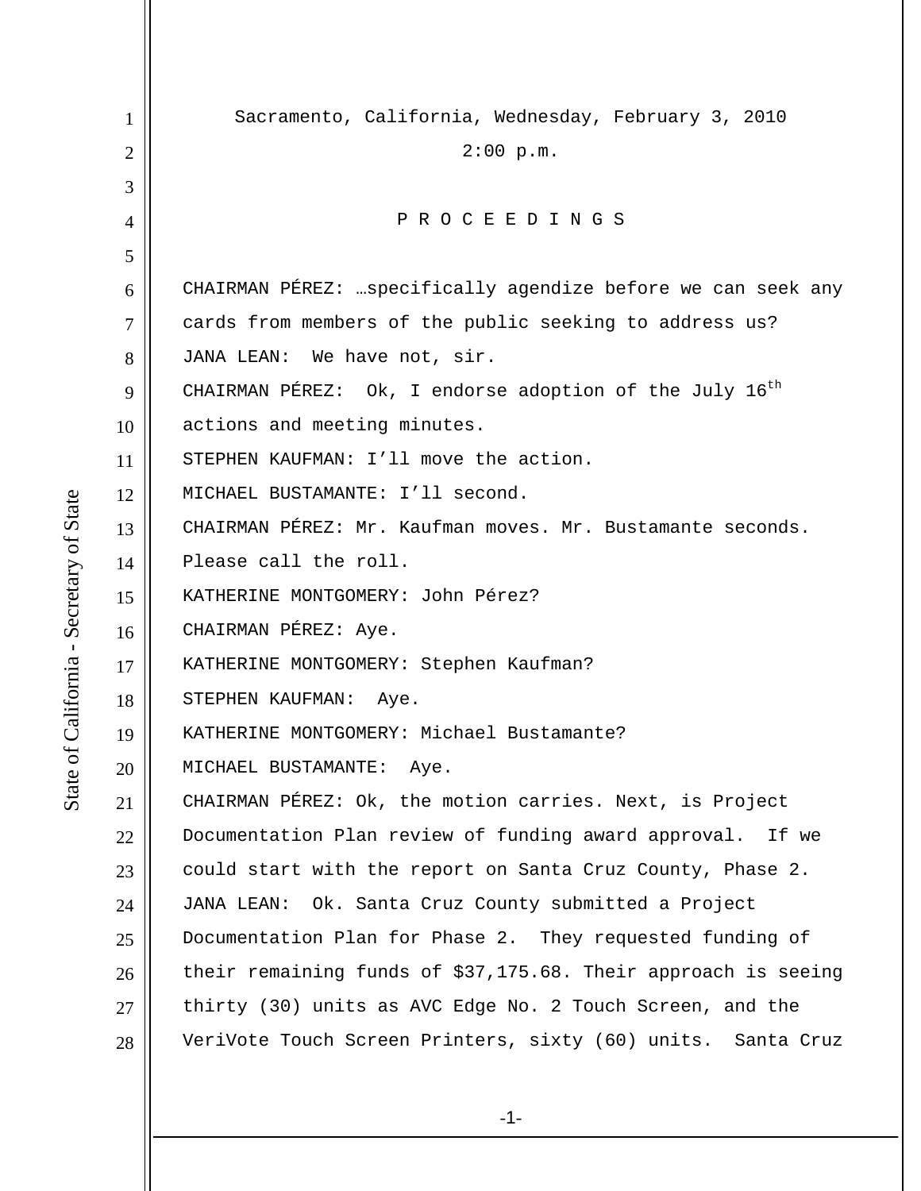Sacramento, California, Wednesday, February 3, 2010

2:00 p.m.

P R O C E E D I N G S

CHAIRMAN PÉREZ: …specifically agendize before we can seek any cards from members of the public seeking to address us?

JANA LEAN: We have not, sir.

CHAIRMAN PÉREZ: Ok, I endorse adoption of the July 16th actions and meeting minutes.

STEPHEN KAUFMAN: I'll move the action.

MICHAEL BUSTAMANTE: I'll second.

CHAIRMAN PÉREZ: Mr. Kaufman moves. Mr. Bustamante seconds. Please call the roll.

KATHERINE MONTGOMERY: John Pérez?

CHAIRMAN PÉREZ: Aye.

KATHERINE MONTGOMERY: Stephen Kaufman?

STEPHEN KAUFMAN: Aye.

KATHERINE MONTGOMERY: Michael Bustamante?

MICHAEL BUSTAMANTE: Aye.

CHAIRMAN PÉREZ: Ok, the motion carries. Next, is Project Documentation Plan review of funding award approval. If we could start with the report on Santa Cruz County, Phase 2.

JANA LEAN: Ok. Santa Cruz County submitted a Project Documentation Plan for Phase 2. They requested funding of their remaining funds of $37,175.68. Their approach is seeing thirty (30) units as AVC Edge No. 2 Touch Screen, and the VeriVote Touch Screen Printers, sixty (60) units. Santa Cruz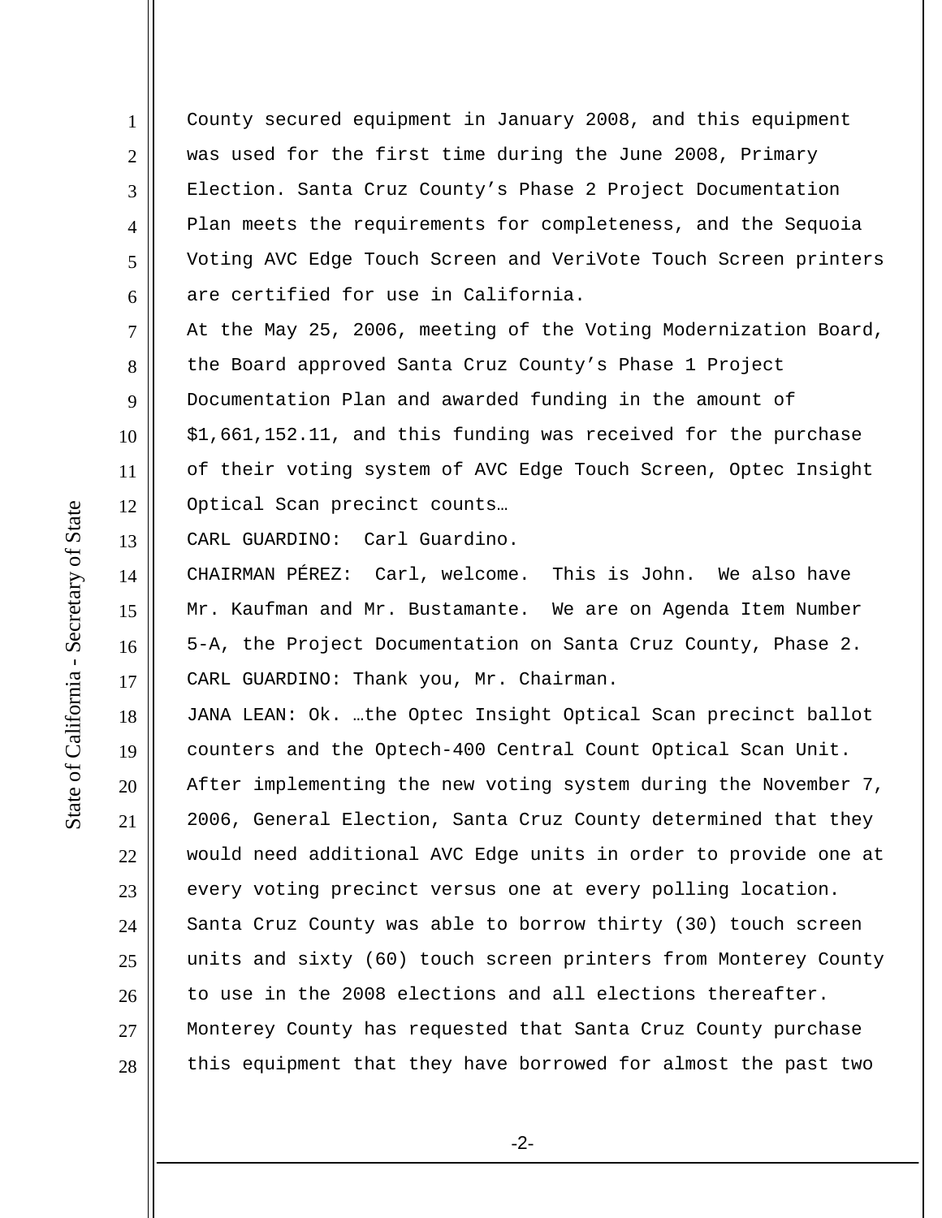County secured equipment in January 2008, and this equipment was used for the first time during the June 2008, Primary Election. Santa Cruz County's Phase 2 Project Documentation Plan meets the requirements for completeness, and the Sequoia Voting AVC Edge Touch Screen and VeriVote Touch Screen printers are certified for use in California.

At the May 25, 2006, meeting of the Voting Modernization Board, the Board approved Santa Cruz County's Phase 1 Project Documentation Plan and awarded funding in the amount of $1,661,152.11, and this funding was received for the purchase of their voting system of AVC Edge Touch Screen, Optec Insight Optical Scan precinct counts…

CARL GUARDINO: Carl Guardino.

CHAIRMAN PÉREZ: Carl, welcome. This is John. We also have Mr. Kaufman and Mr. Bustamante. We are on Agenda Item Number 5-A, the Project Documentation on Santa Cruz County, Phase 2.

CARL GUARDINO: Thank you, Mr. Chairman.

JANA LEAN: Ok. …the Optec Insight Optical Scan precinct ballot counters and the Optech-400 Central Count Optical Scan Unit. After implementing the new voting system during the November 7, 2006, General Election, Santa Cruz County determined that they would need additional AVC Edge units in order to provide one at every voting precinct versus one at every polling location. Santa Cruz County was able to borrow thirty (30) touch screen units and sixty (60) touch screen printers from Monterey County to use in the 2008 elections and all elections thereafter. Monterey County has requested that Santa Cruz County purchase this equipment that they have borrowed for almost the past two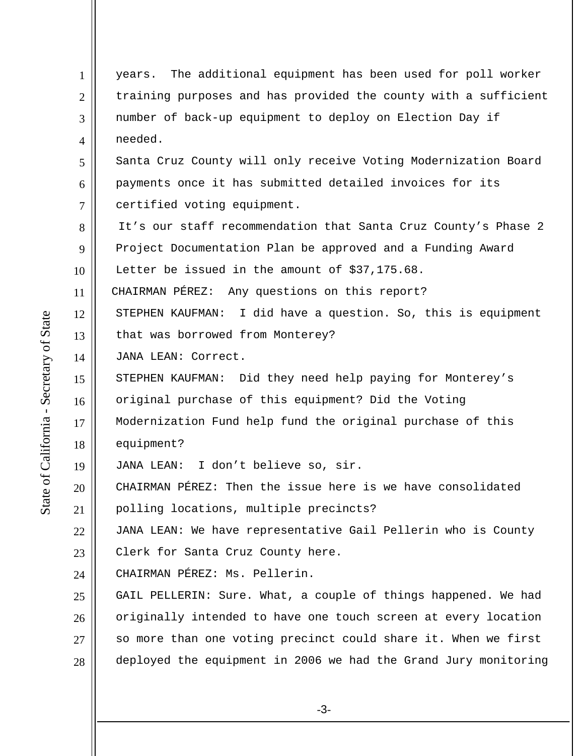years. The additional equipment has been used for poll worker training purposes and has provided the county with a sufficient number of back-up equipment to deploy on Election Day if needed.

Santa Cruz County will only receive Voting Modernization Board payments once it has submitted detailed invoices for its certified voting equipment.

It's our staff recommendation that Santa Cruz County's Phase 2 Project Documentation Plan be approved and a Funding Award Letter be issued in the amount of $37,175.68.

CHAIRMAN PÉREZ: Any questions on this report?

STEPHEN KAUFMAN: I did have a question. So, this is equipment that was borrowed from Monterey?

JANA LEAN: Correct.

STEPHEN KAUFMAN: Did they need help paying for Monterey's original purchase of this equipment? Did the Voting Modernization Fund help fund the original purchase of this equipment?

JANA LEAN: I don't believe so, sir.

CHAIRMAN PÉREZ: Then the issue here is we have consolidated polling locations, multiple precincts?

JANA LEAN: We have representative Gail Pellerin who is County Clerk for Santa Cruz County here.

CHAIRMAN PÉREZ: Ms. Pellerin.

GAIL PELLERIN: Sure. What, a couple of things happened. We had originally intended to have one touch screen at every location so more than one voting precinct could share it. When we first deployed the equipment in 2006 we had the Grand Jury monitoring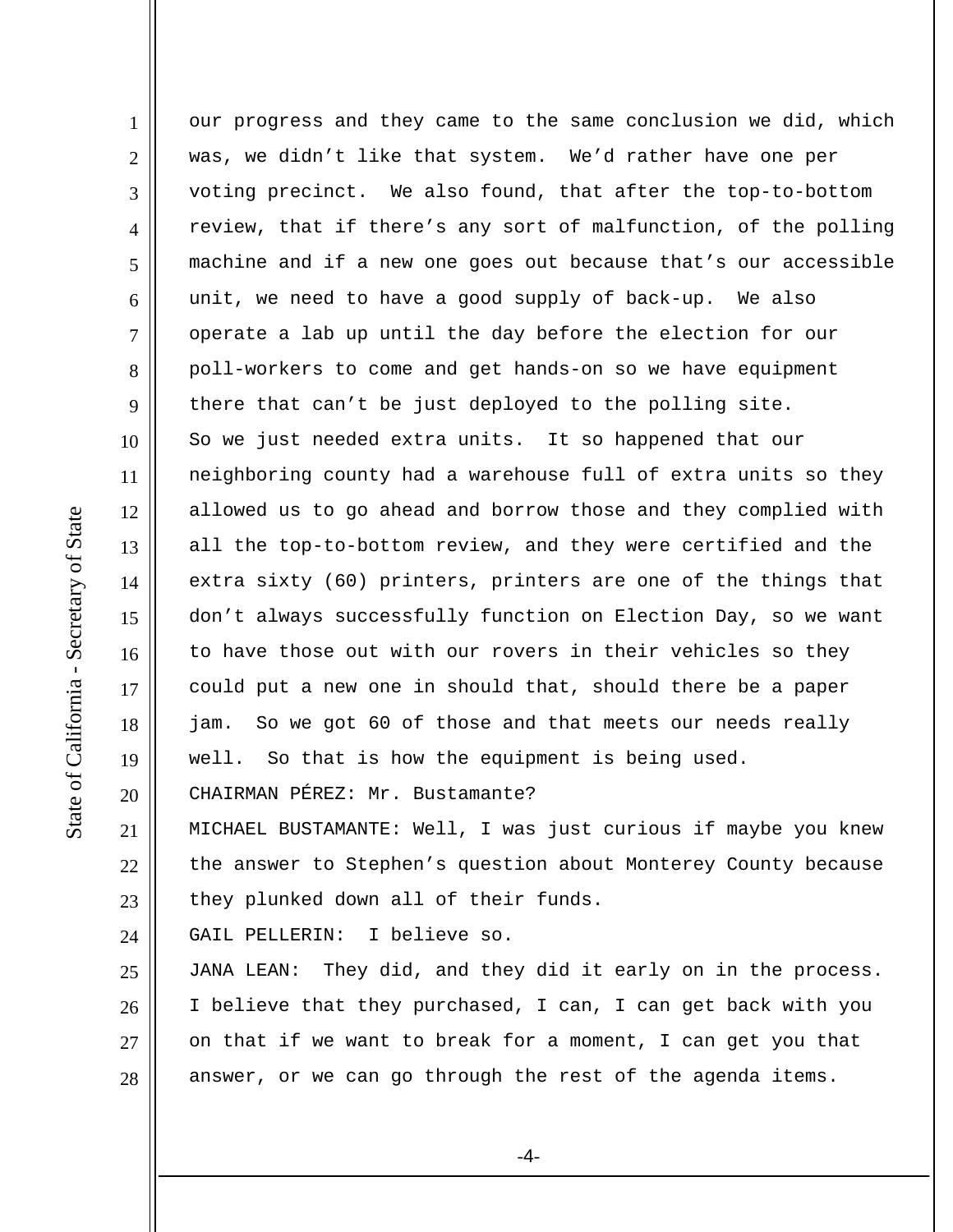our progress and they came to the same conclusion we did, which was, we didn't like that system. We'd rather have one per voting precinct. We also found, that after the top-to-bottom review, that if there's any sort of malfunction, of the polling machine and if a new one goes out because that's our accessible unit, we need to have a good supply of back-up. We also operate a lab up until the day before the election for our poll-workers to come and get hands-on so we have equipment there that can't be just deployed to the polling site. So we just needed extra units. It so happened that our neighboring county had a warehouse full of extra units so they allowed us to go ahead and borrow those and they complied with all the top-to-bottom review, and they were certified and the extra sixty (60) printers, printers are one of the things that don't always successfully function on Election Day, so we want to have those out with our rovers in their vehicles so they could put a new one in should that, should there be a paper jam. So we got 60 of those and that meets our needs really well. So that is how the equipment is being used.

CHAIRMAN PÉREZ: Mr. Bustamante?

MICHAEL BUSTAMANTE: Well, I was just curious if maybe you knew the answer to Stephen's question about Monterey County because they plunked down all of their funds.

GAIL PELLERIN: I believe so.

JANA LEAN: They did, and they did it early on in the process. I believe that they purchased, I can, I can get back with you on that if we want to break for a moment, I can get you that answer, or we can go through the rest of the agenda items.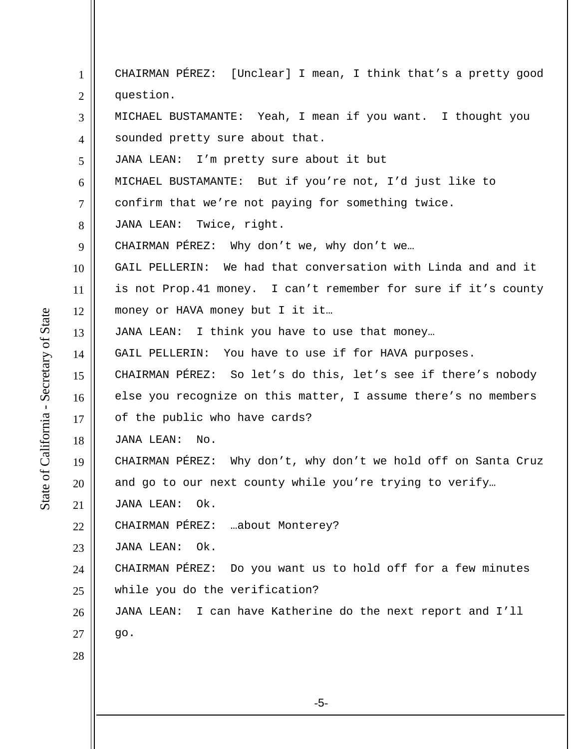CHAIRMAN PÉREZ:  [Unclear] I mean, I think that's a pretty good question.

MICHAEL BUSTAMANTE:  Yeah, I mean if you want.  I thought you sounded pretty sure about that.

JANA LEAN:  I'm pretty sure about it but

MICHAEL BUSTAMANTE:  But if you're not, I'd just like to confirm that we're not paying for something twice.

JANA LEAN:  Twice, right.

CHAIRMAN PÉREZ:  Why don't we, why don't we…

GAIL PELLERIN:  We had that conversation with Linda and and it is not Prop.41 money.  I can't remember for sure if it's county money or HAVA money but I it it…

JANA LEAN:  I think you have to use that money…

GAIL PELLERIN:  You have to use if for HAVA purposes.

CHAIRMAN PÉREZ:  So let's do this, let's see if there's nobody else you recognize on this matter, I assume there's no members of the public who have cards?

JANA LEAN:  No.

CHAIRMAN PÉREZ:  Why don't, why don't we hold off on Santa Cruz and go to our next county while you're trying to verify…

JANA LEAN:  Ok.

CHAIRMAN PÉREZ:  …about Monterey?

JANA LEAN:  Ok.

CHAIRMAN PÉREZ:  Do you want us to hold off for a few minutes while you do the verification?

JANA LEAN:  I can have Katherine do the next report and I'll go.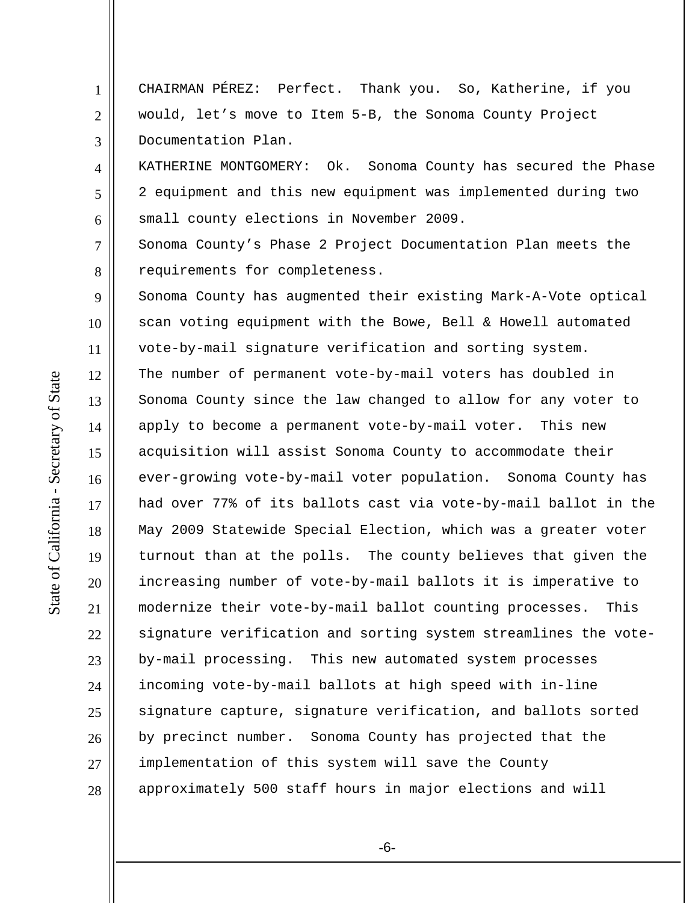CHAIRMAN PÉREZ: Perfect. Thank you. So, Katherine, if you would, let's move to Item 5-B, the Sonoma County Project Documentation Plan.

KATHERINE MONTGOMERY: Ok. Sonoma County has secured the Phase 2 equipment and this new equipment was implemented during two small county elections in November 2009.

Sonoma County's Phase 2 Project Documentation Plan meets the requirements for completeness.

Sonoma County has augmented their existing Mark-A-Vote optical scan voting equipment with the Bowe, Bell & Howell automated vote-by-mail signature verification and sorting system.

The number of permanent vote-by-mail voters has doubled in Sonoma County since the law changed to allow for any voter to apply to become a permanent vote-by-mail voter. This new acquisition will assist Sonoma County to accommodate their ever-growing vote-by-mail voter population. Sonoma County has had over 77% of its ballots cast via vote-by-mail ballot in the May 2009 Statewide Special Election, which was a greater voter turnout than at the polls. The county believes that given the increasing number of vote-by-mail ballots it is imperative to modernize their vote-by-mail ballot counting processes. This signature verification and sorting system streamlines the vote-by-mail processing. This new automated system processes incoming vote-by-mail ballots at high speed with in-line signature capture, signature verification, and ballots sorted by precinct number. Sonoma County has projected that the implementation of this system will save the County approximately 500 staff hours in major elections and will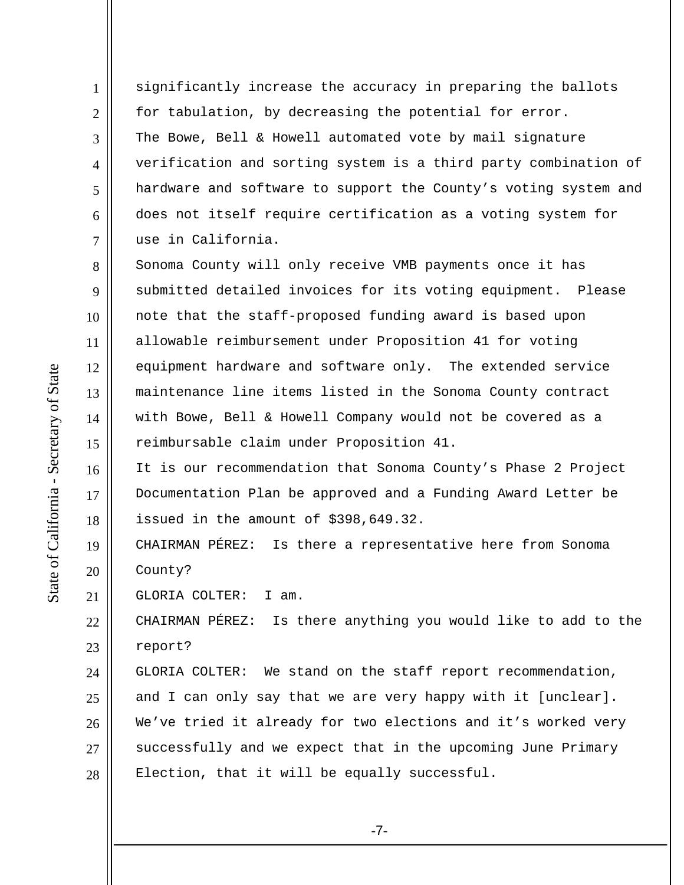significantly increase the accuracy in preparing the ballots for tabulation, by decreasing the potential for error.

The Bowe, Bell & Howell automated vote by mail signature verification and sorting system is a third party combination of hardware and software to support the County's voting system and does not itself require certification as a voting system for use in California.

Sonoma County will only receive VMB payments once it has submitted detailed invoices for its voting equipment. Please note that the staff-proposed funding award is based upon allowable reimbursement under Proposition 41 for voting equipment hardware and software only. The extended service maintenance line items listed in the Sonoma County contract with Bowe, Bell & Howell Company would not be covered as a reimbursable claim under Proposition 41.

It is our recommendation that Sonoma County's Phase 2 Project Documentation Plan be approved and a Funding Award Letter be issued in the amount of $398,649.32.

CHAIRMAN PÉREZ: Is there a representative here from Sonoma County?

GLORIA COLTER: I am.

CHAIRMAN PÉREZ: Is there anything you would like to add to the report?

GLORIA COLTER: We stand on the staff report recommendation, and I can only say that we are very happy with it [unclear]. We've tried it already for two elections and it's worked very successfully and we expect that in the upcoming June Primary Election, that it will be equally successful.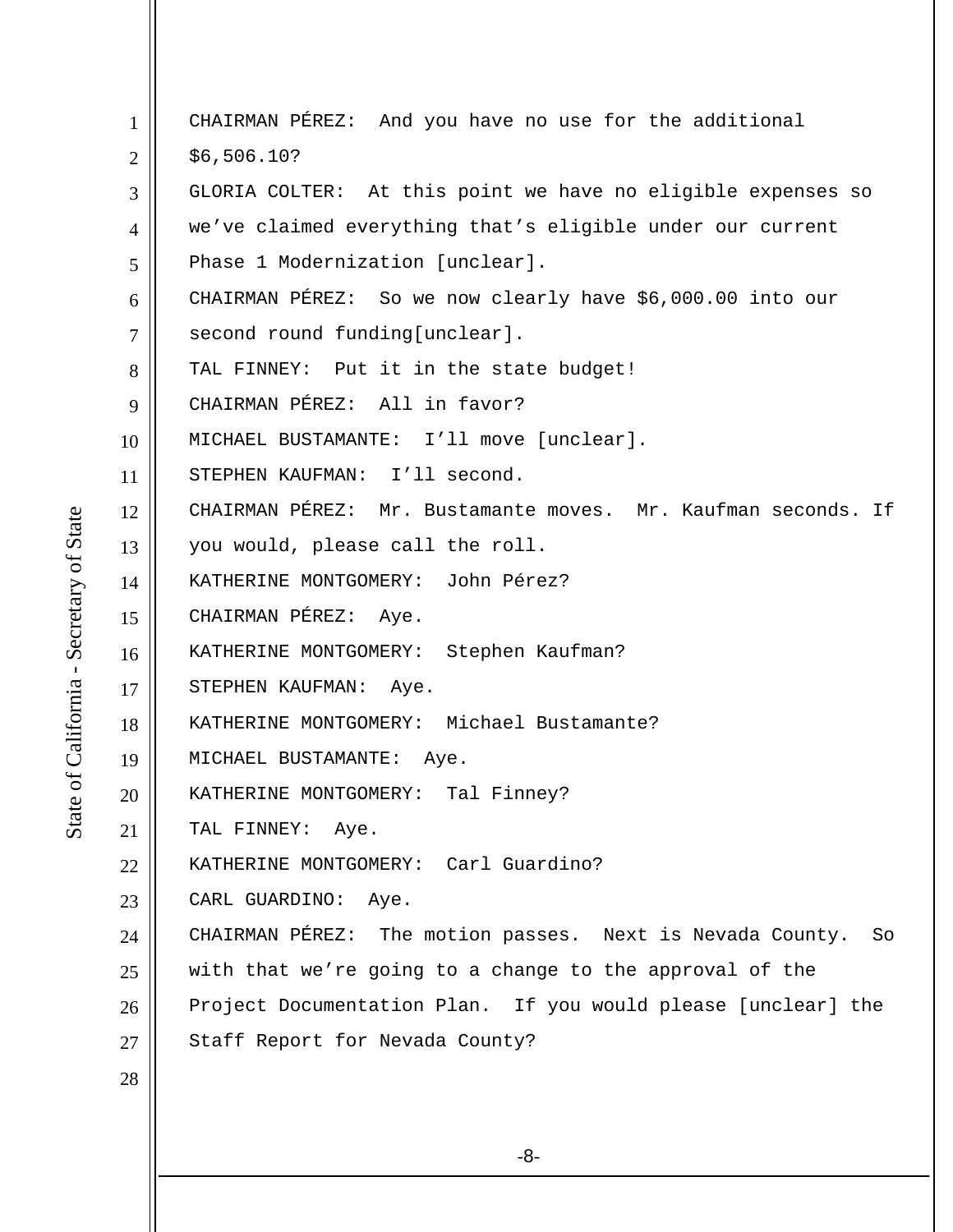CHAIRMAN PÉREZ: And you have no use for the additional $6,506.10?

GLORIA COLTER: At this point we have no eligible expenses so we've claimed everything that's eligible under our current Phase 1 Modernization [unclear].

CHAIRMAN PÉREZ: So we now clearly have $6,000.00 into our second round funding[unclear].

TAL FINNEY: Put it in the state budget!

CHAIRMAN PÉREZ: All in favor?

MICHAEL BUSTAMANTE: I'll move [unclear].

STEPHEN KAUFMAN: I'll second.

CHAIRMAN PÉREZ: Mr. Bustamante moves. Mr. Kaufman seconds. If you would, please call the roll.

KATHERINE MONTGOMERY: John Pérez?

CHAIRMAN PÉREZ: Aye.

KATHERINE MONTGOMERY: Stephen Kaufman?

STEPHEN KAUFMAN: Aye.

KATHERINE MONTGOMERY: Michael Bustamante?

MICHAEL BUSTAMANTE: Aye.

KATHERINE MONTGOMERY: Tal Finney?

TAL FINNEY: Aye.

KATHERINE MONTGOMERY: Carl Guardino?

CARL GUARDINO: Aye.

CHAIRMAN PÉREZ: The motion passes. Next is Nevada County. So with that we're going to a change to the approval of the Project Documentation Plan. If you would please [unclear] the Staff Report for Nevada County?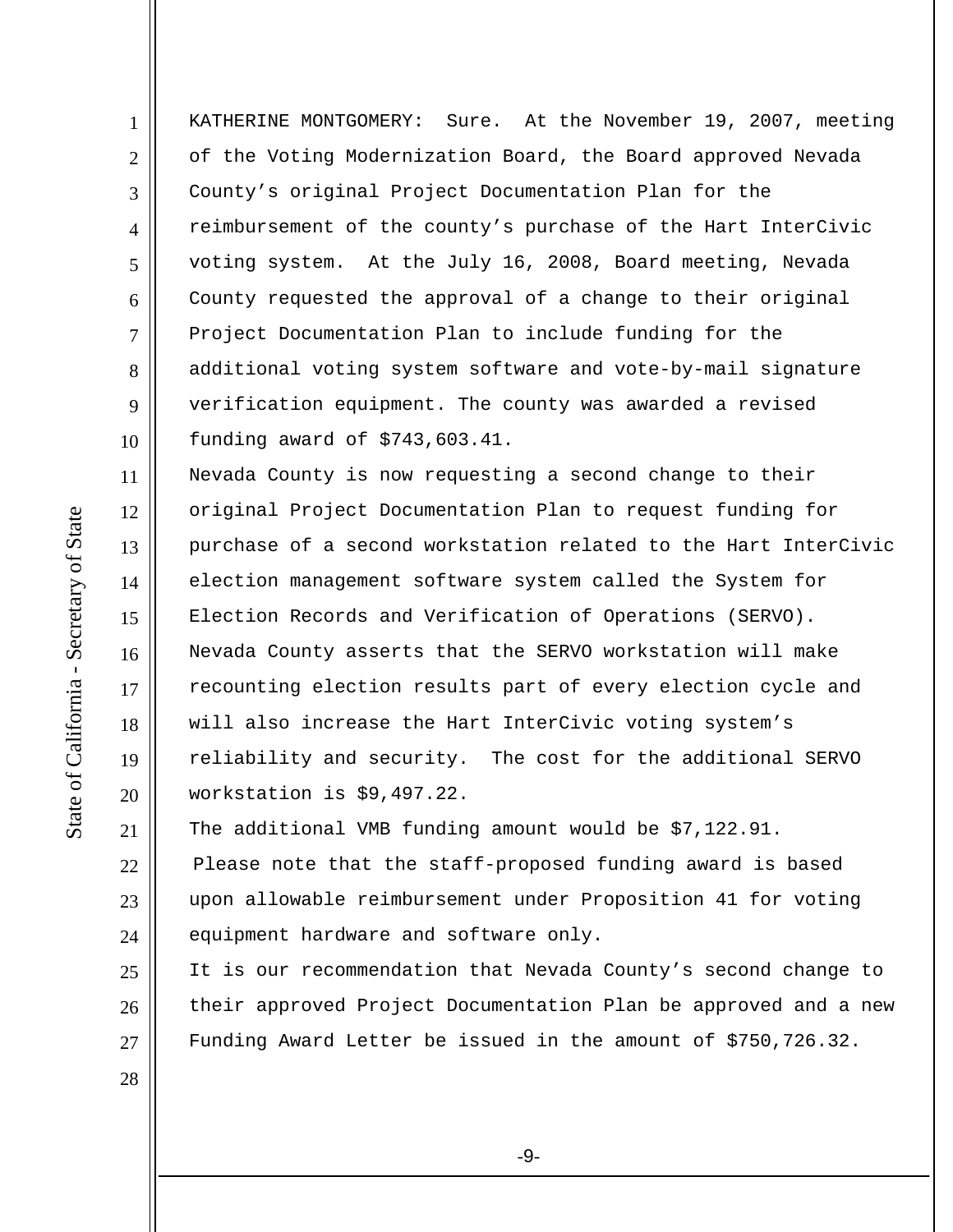KATHERINE MONTGOMERY: Sure. At the November 19, 2007, meeting of the Voting Modernization Board, the Board approved Nevada County's original Project Documentation Plan for the reimbursement of the county's purchase of the Hart InterCivic voting system. At the July 16, 2008, Board meeting, Nevada County requested the approval of a change to their original Project Documentation Plan to include funding for the additional voting system software and vote-by-mail signature verification equipment. The county was awarded a revised funding award of $743,603.41.

Nevada County is now requesting a second change to their original Project Documentation Plan to request funding for purchase of a second workstation related to the Hart InterCivic election management software system called the System for Election Records and Verification of Operations (SERVO). Nevada County asserts that the SERVO workstation will make recounting election results part of every election cycle and will also increase the Hart InterCivic voting system's reliability and security. The cost for the additional SERVO workstation is $9,497.22.

The additional VMB funding amount would be $7,122.91.

Please note that the staff-proposed funding award is based upon allowable reimbursement under Proposition 41 for voting equipment hardware and software only.

It is our recommendation that Nevada County's second change to their approved Project Documentation Plan be approved and a new Funding Award Letter be issued in the amount of $750,726.32.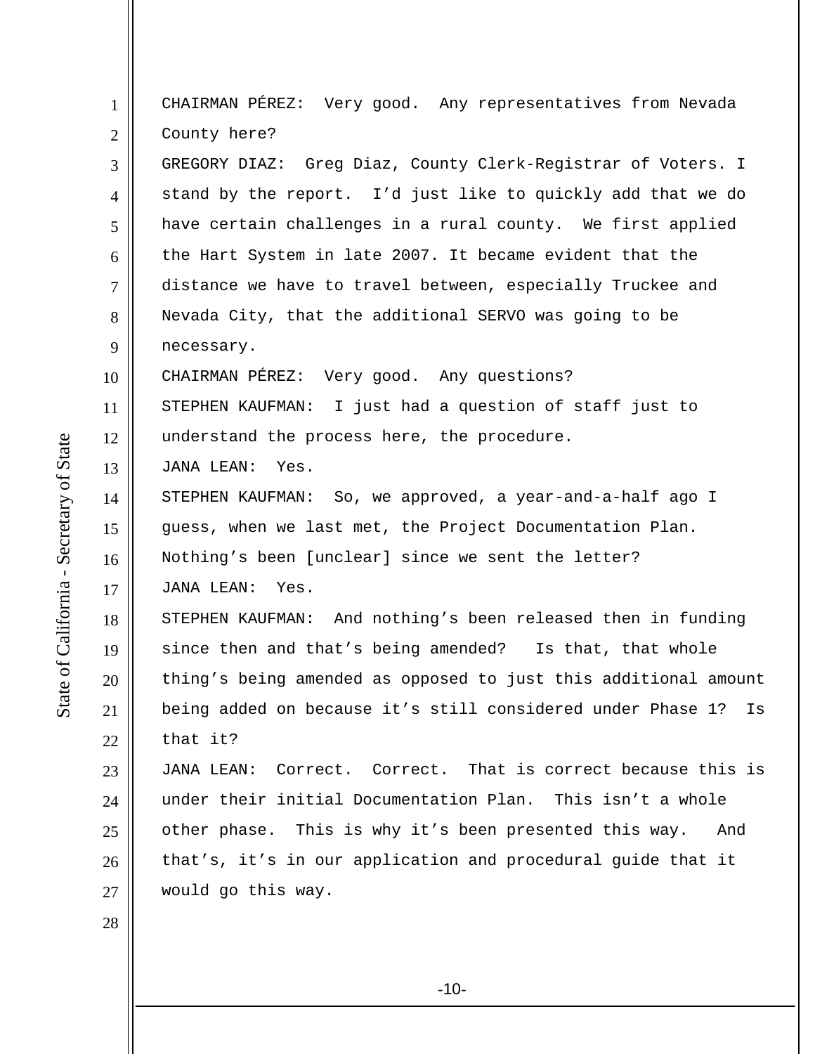CHAIRMAN PÉREZ: Very good. Any representatives from Nevada County here?

GREGORY DIAZ: Greg Diaz, County Clerk-Registrar of Voters. I stand by the report. I'd just like to quickly add that we do have certain challenges in a rural county. We first applied the Hart System in late 2007. It became evident that the distance we have to travel between, especially Truckee and Nevada City, that the additional SERVO was going to be necessary.

CHAIRMAN PÉREZ: Very good. Any questions?

STEPHEN KAUFMAN: I just had a question of staff just to understand the process here, the procedure.

JANA LEAN: Yes.

STEPHEN KAUFMAN: So, we approved, a year-and-a-half ago I guess, when we last met, the Project Documentation Plan. Nothing's been [unclear] since we sent the letter?

JANA LEAN: Yes.

STEPHEN KAUFMAN: And nothing's been released then in funding since then and that's being amended? Is that, that whole thing's being amended as opposed to just this additional amount being added on because it's still considered under Phase 1? Is that it?

JANA LEAN: Correct. Correct. That is correct because this is under their initial Documentation Plan. This isn't a whole other phase. This is why it's been presented this way. And that's, it's in our application and procedural guide that it would go this way.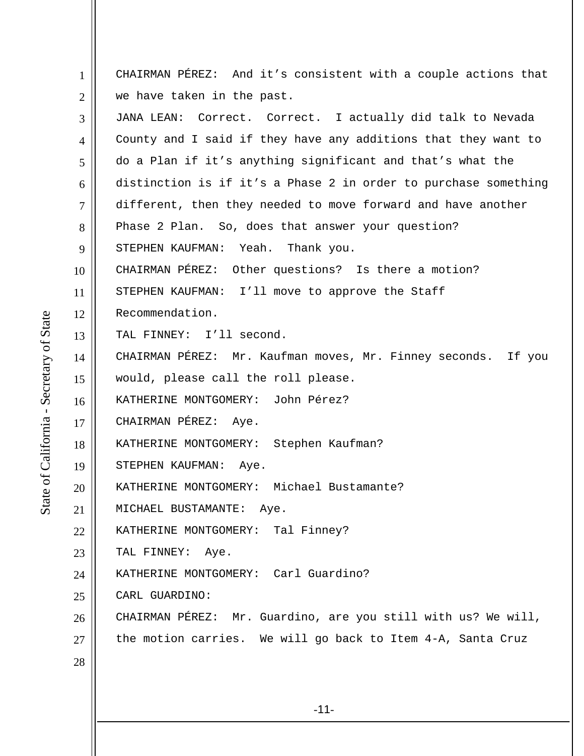CHAIRMAN PÉREZ: And it's consistent with a couple actions that we have taken in the past.

JANA LEAN: Correct. Correct. I actually did talk to Nevada County and I said if they have any additions that they want to do a Plan if it's anything significant and that's what the distinction is if it's a Phase 2 in order to purchase something different, then they needed to move forward and have another Phase 2 Plan. So, does that answer your question?

STEPHEN KAUFMAN: Yeah. Thank you.

CHAIRMAN PÉREZ: Other questions? Is there a motion?

STEPHEN KAUFMAN: I'll move to approve the Staff Recommendation.

TAL FINNEY: I'll second.

CHAIRMAN PÉREZ: Mr. Kaufman moves, Mr. Finney seconds. If you would, please call the roll please.

KATHERINE MONTGOMERY: John Pérez?

CHAIRMAN PÉREZ: Aye.

KATHERINE MONTGOMERY: Stephen Kaufman?

STEPHEN KAUFMAN: Aye.

KATHERINE MONTGOMERY: Michael Bustamante?

MICHAEL BUSTAMANTE: Aye.

KATHERINE MONTGOMERY: Tal Finney?

TAL FINNEY: Aye.

KATHERINE MONTGOMERY: Carl Guardino?

CARL GUARDINO:

CHAIRMAN PÉREZ: Mr. Guardino, are you still with us? We will, the motion carries. We will go back to Item 4-A, Santa Cruz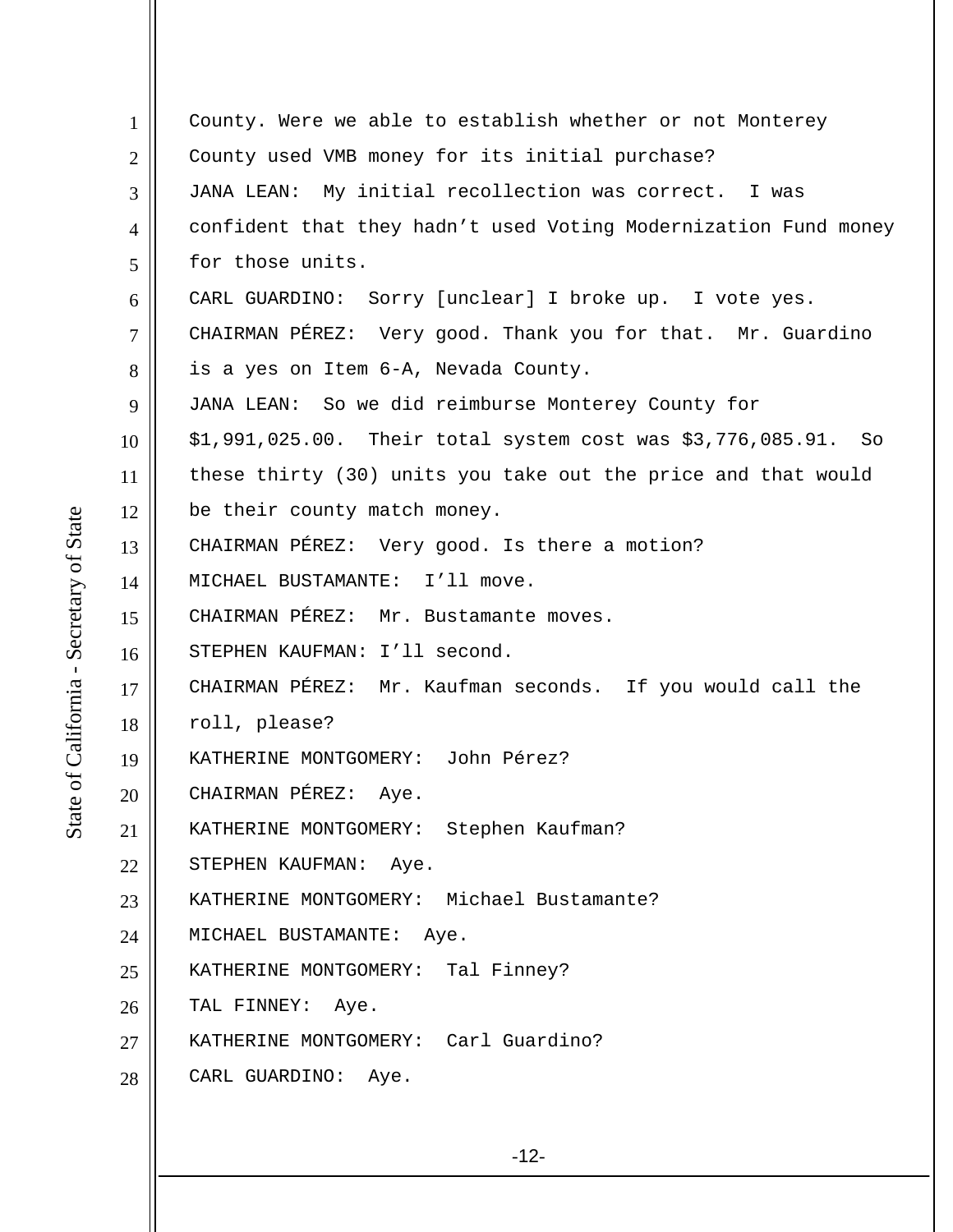County. Were we able to establish whether or not Monterey County used VMB money for its initial purchase?

JANA LEAN: My initial recollection was correct. I was confident that they hadn’t used Voting Modernization Fund money for those units.

CARL GUARDINO: Sorry [unclear] I broke up. I vote yes.

CHAIRMAN PÉREZ: Very good. Thank you for that. Mr. Guardino is a yes on Item 6-A, Nevada County.

JANA LEAN: So we did reimburse Monterey County for $1,991,025.00. Their total system cost was $3,776,085.91. So these thirty (30) units you take out the price and that would be their county match money.

CHAIRMAN PÉREZ: Very good. Is there a motion?

MICHAEL BUSTAMANTE: I’ll move.

CHAIRMAN PÉREZ: Mr. Bustamante moves.

STEPHEN KAUFMAN: I’ll second.

CHAIRMAN PÉREZ: Mr. Kaufman seconds. If you would call the roll, please?

KATHERINE MONTGOMERY: John Pérez?

CHAIRMAN PÉREZ: Aye.

KATHERINE MONTGOMERY: Stephen Kaufman?

STEPHEN KAUFMAN: Aye.

KATHERINE MONTGOMERY: Michael Bustamante?

MICHAEL BUSTAMANTE: Aye.

KATHERINE MONTGOMERY: Tal Finney?

TAL FINNEY: Aye.

KATHERINE MONTGOMERY: Carl Guardino?

CARL GUARDINO: Aye.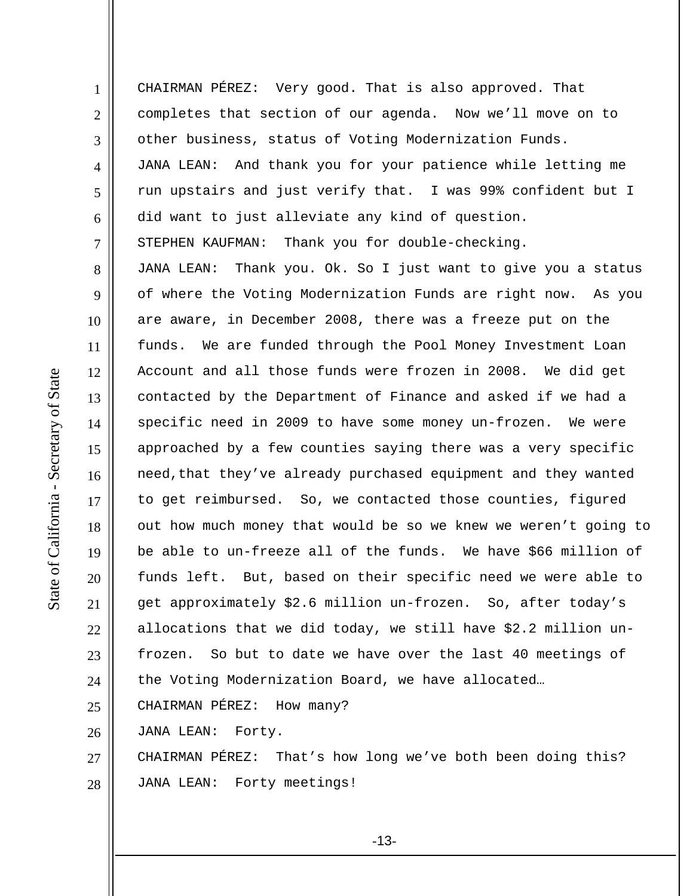CHAIRMAN PÉREZ: Very good. That is also approved. That completes that section of our agenda. Now we'll move on to other business, status of Voting Modernization Funds.

JANA LEAN: And thank you for your patience while letting me run upstairs and just verify that. I was 99% confident but I did want to just alleviate any kind of question.

STEPHEN KAUFMAN: Thank you for double-checking.

JANA LEAN: Thank you. Ok. So I just want to give you a status of where the Voting Modernization Funds are right now. As you are aware, in December 2008, there was a freeze put on the funds. We are funded through the Pool Money Investment Loan Account and all those funds were frozen in 2008. We did get contacted by the Department of Finance and asked if we had a specific need in 2009 to have some money un-frozen. We were approached by a few counties saying there was a very specific need,that they've already purchased equipment and they wanted to get reimbursed. So, we contacted those counties, figured out how much money that would be so we knew we weren't going to be able to un-freeze all of the funds. We have $66 million of funds left. But, based on their specific need we were able to get approximately $2.6 million un-frozen. So, after today's allocations that we did today, we still have $2.2 million un-frozen. So but to date we have over the last 40 meetings of the Voting Modernization Board, we have allocated…

CHAIRMAN PÉREZ: How many?

JANA LEAN: Forty.

CHAIRMAN PÉREZ: That's how long we've both been doing this?

JANA LEAN: Forty meetings!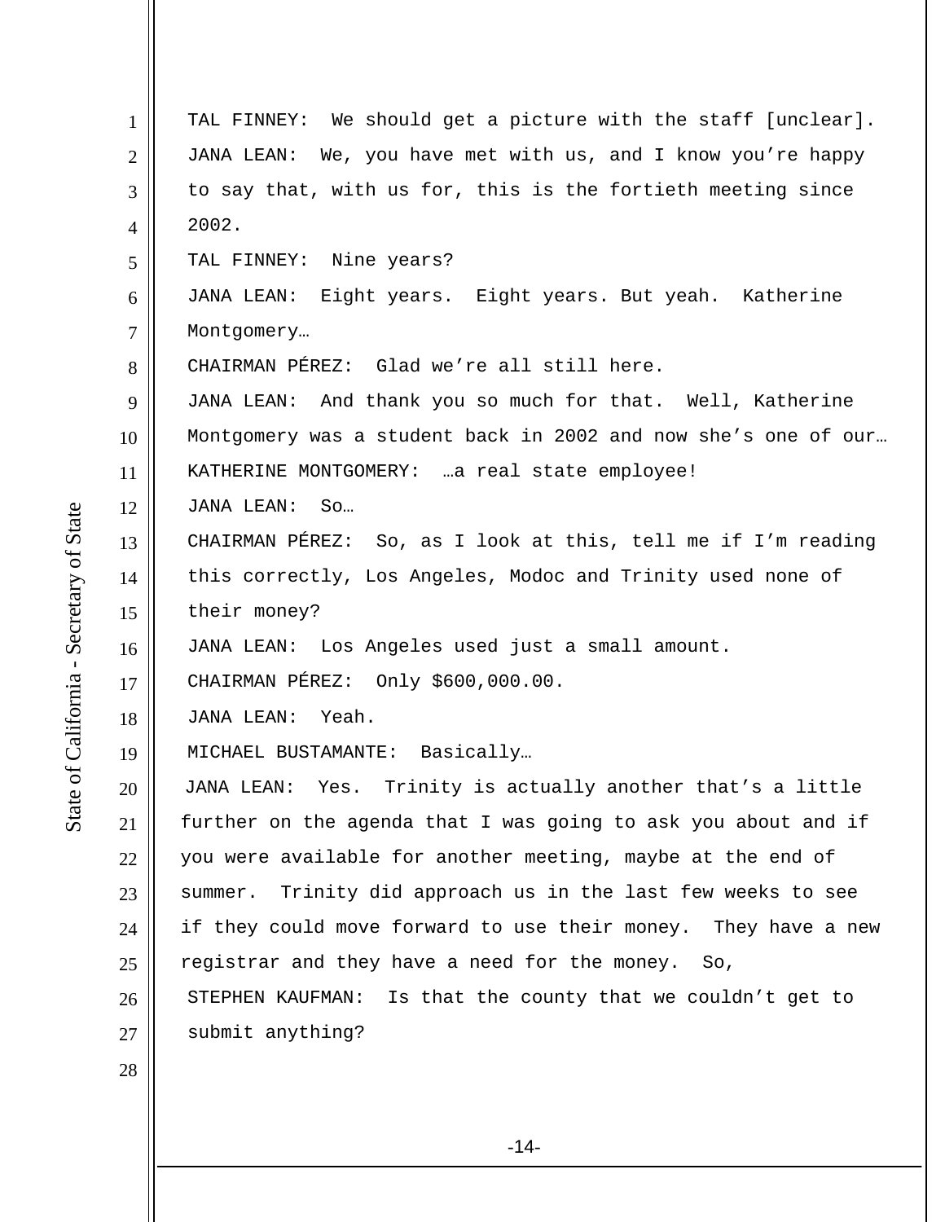TAL FINNEY: We should get a picture with the staff [unclear].

JANA LEAN: We, you have met with us, and I know you're happy to say that, with us for, this is the fortieth meeting since 2002.

TAL FINNEY: Nine years?

JANA LEAN: Eight years. Eight years. But yeah. Katherine Montgomery…

CHAIRMAN PÉREZ: Glad we're all still here.

JANA LEAN: And thank you so much for that. Well, Katherine Montgomery was a student back in 2002 and now she's one of our…

KATHERINE MONTGOMERY: …a real state employee!

JANA LEAN: So…

CHAIRMAN PÉREZ: So, as I look at this, tell me if I'm reading this correctly, Los Angeles, Modoc and Trinity used none of their money?

JANA LEAN: Los Angeles used just a small amount.

CHAIRMAN PÉREZ: Only $600,000.00.

JANA LEAN: Yeah.

MICHAEL BUSTAMANTE: Basically…

JANA LEAN: Yes. Trinity is actually another that's a little further on the agenda that I was going to ask you about and if you were available for another meeting, maybe at the end of summer. Trinity did approach us in the last few weeks to see if they could move forward to use their money. They have a new registrar and they have a need for the money. So,

STEPHEN KAUFMAN: Is that the county that we couldn't get to submit anything?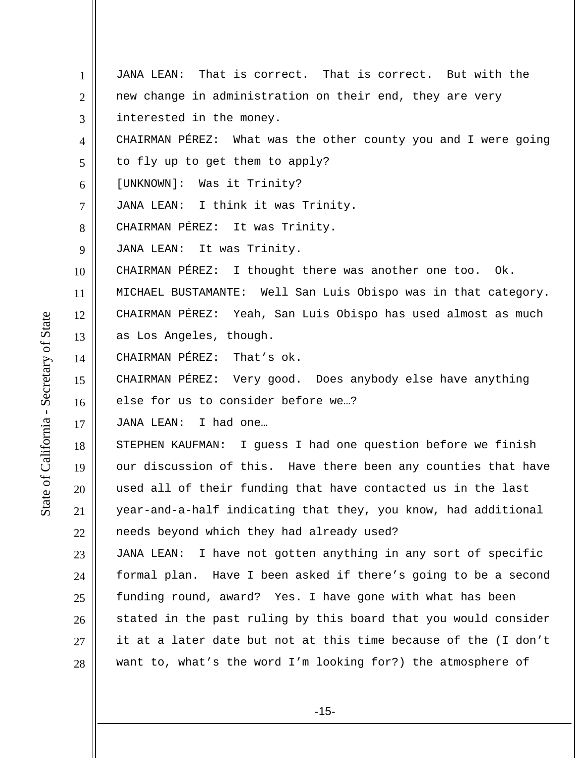JANA LEAN: That is correct. That is correct. But with the new change in administration on their end, they are very interested in the money.

CHAIRMAN PÉREZ: What was the other county you and I were going to fly up to get them to apply?

[UNKNOWN]: Was it Trinity?

JANA LEAN: I think it was Trinity.

CHAIRMAN PÉREZ: It was Trinity.

JANA LEAN: It was Trinity.

CHAIRMAN PÉREZ: I thought there was another one too. Ok.

MICHAEL BUSTAMANTE: Well San Luis Obispo was in that category.

CHAIRMAN PÉREZ: Yeah, San Luis Obispo has used almost as much as Los Angeles, though.

CHAIRMAN PÉREZ: That's ok.

CHAIRMAN PÉREZ: Very good. Does anybody else have anything else for us to consider before we…?

JANA LEAN: I had one…

STEPHEN KAUFMAN: I guess I had one question before we finish our discussion of this. Have there been any counties that have used all of their funding that have contacted us in the last year-and-a-half indicating that they, you know, had additional needs beyond which they had already used?

JANA LEAN: I have not gotten anything in any sort of specific formal plan. Have I been asked if there's going to be a second funding round, award? Yes. I have gone with what has been stated in the past ruling by this board that you would consider it at a later date but not at this time because of the (I don't want to, what's the word I'm looking for?) the atmosphere of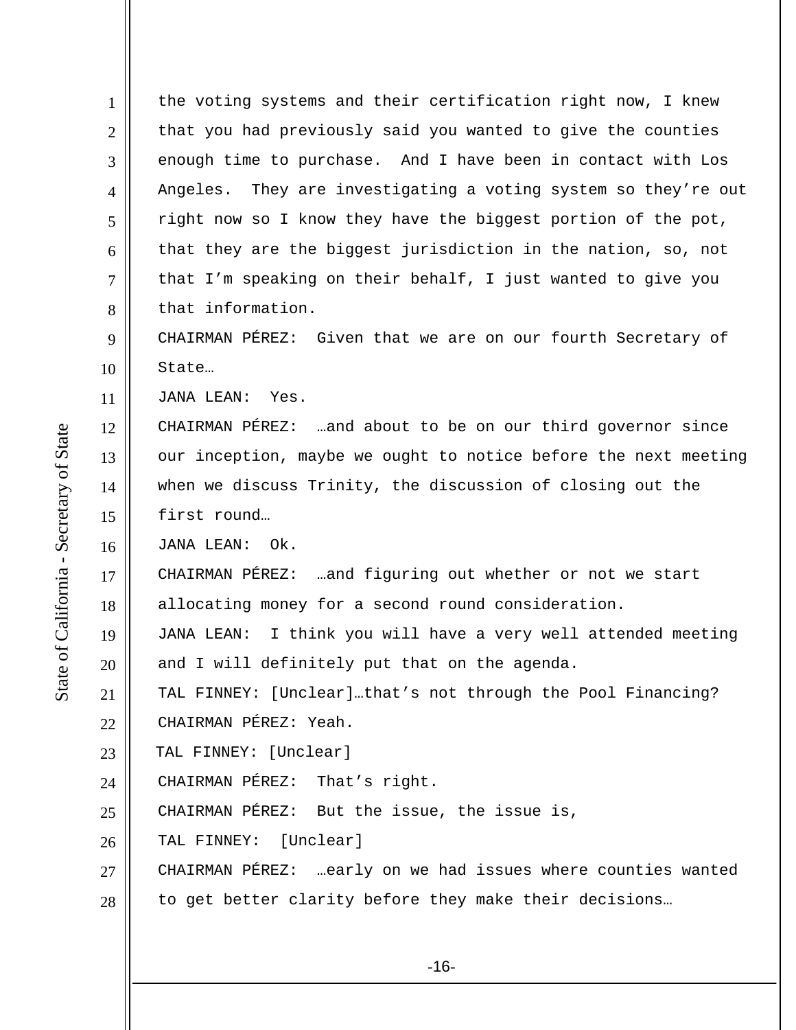the voting systems and their certification right now, I knew that you had previously said you wanted to give the counties enough time to purchase. And I have been in contact with Los Angeles. They are investigating a voting system so they're out right now so I know they have the biggest portion of the pot, that they are the biggest jurisdiction in the nation, so, not that I'm speaking on their behalf, I just wanted to give you that information.

CHAIRMAN PÉREZ: Given that we are on our fourth Secretary of State…

JANA LEAN: Yes.

CHAIRMAN PÉREZ: …and about to be on our third governor since our inception, maybe we ought to notice before the next meeting when we discuss Trinity, the discussion of closing out the first round…

JANA LEAN: Ok.

CHAIRMAN PÉREZ: …and figuring out whether or not we start allocating money for a second round consideration.

JANA LEAN: I think you will have a very well attended meeting and I will definitely put that on the agenda.

TAL FINNEY: [Unclear]…that's not through the Pool Financing?

CHAIRMAN PÉREZ: Yeah.

TAL FINNEY: [Unclear]

CHAIRMAN PÉREZ: That's right.

CHAIRMAN PÉREZ: But the issue, the issue is,

TAL FINNEY: [Unclear]

CHAIRMAN PÉREZ: …early on we had issues where counties wanted to get better clarity before they make their decisions…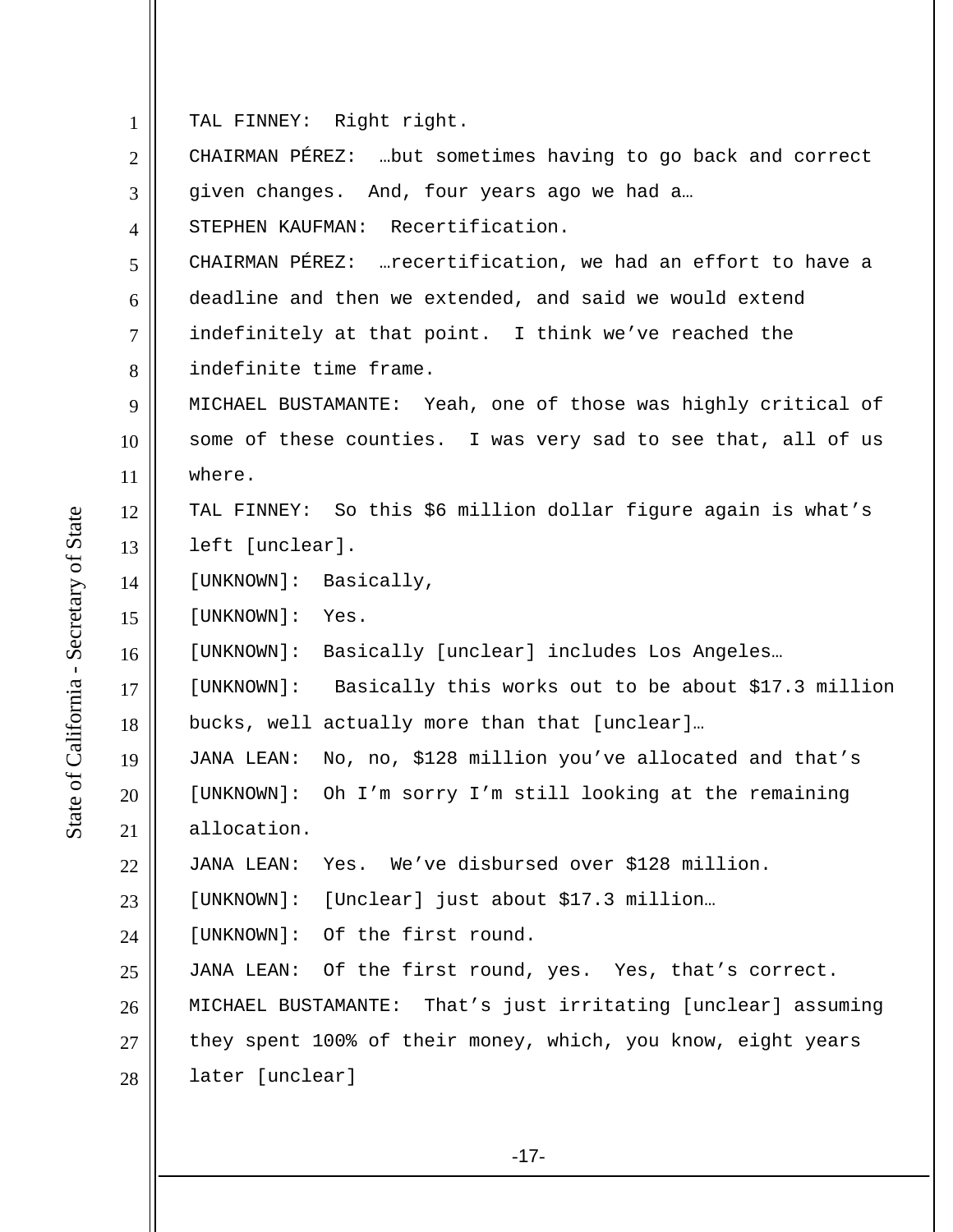TAL FINNEY: Right right.

CHAIRMAN PÉREZ: …but sometimes having to go back and correct given changes. And, four years ago we had a…

STEPHEN KAUFMAN: Recertification.

CHAIRMAN PÉREZ: …recertification, we had an effort to have a deadline and then we extended, and said we would extend indefinitely at that point. I think we've reached the indefinite time frame.

MICHAEL BUSTAMANTE: Yeah, one of those was highly critical of some of these counties. I was very sad to see that, all of us where.

TAL FINNEY: So this $6 million dollar figure again is what's left [unclear].

[UNKNOWN]: Basically,

[UNKNOWN]: Yes.

[UNKNOWN]: Basically [unclear] includes Los Angeles…

[UNKNOWN]: Basically this works out to be about $17.3 million bucks, well actually more than that [unclear]…

JANA LEAN: No, no, $128 million you've allocated and that's

[UNKNOWN]: Oh I'm sorry I'm still looking at the remaining allocation.

JANA LEAN: Yes. We've disbursed over $128 million.

[UNKNOWN]: [Unclear] just about $17.3 million…

[UNKNOWN]: Of the first round.

JANA LEAN: Of the first round, yes. Yes, that's correct.

MICHAEL BUSTAMANTE: That's just irritating [unclear] assuming they spent 100% of their money, which, you know, eight years later [unclear]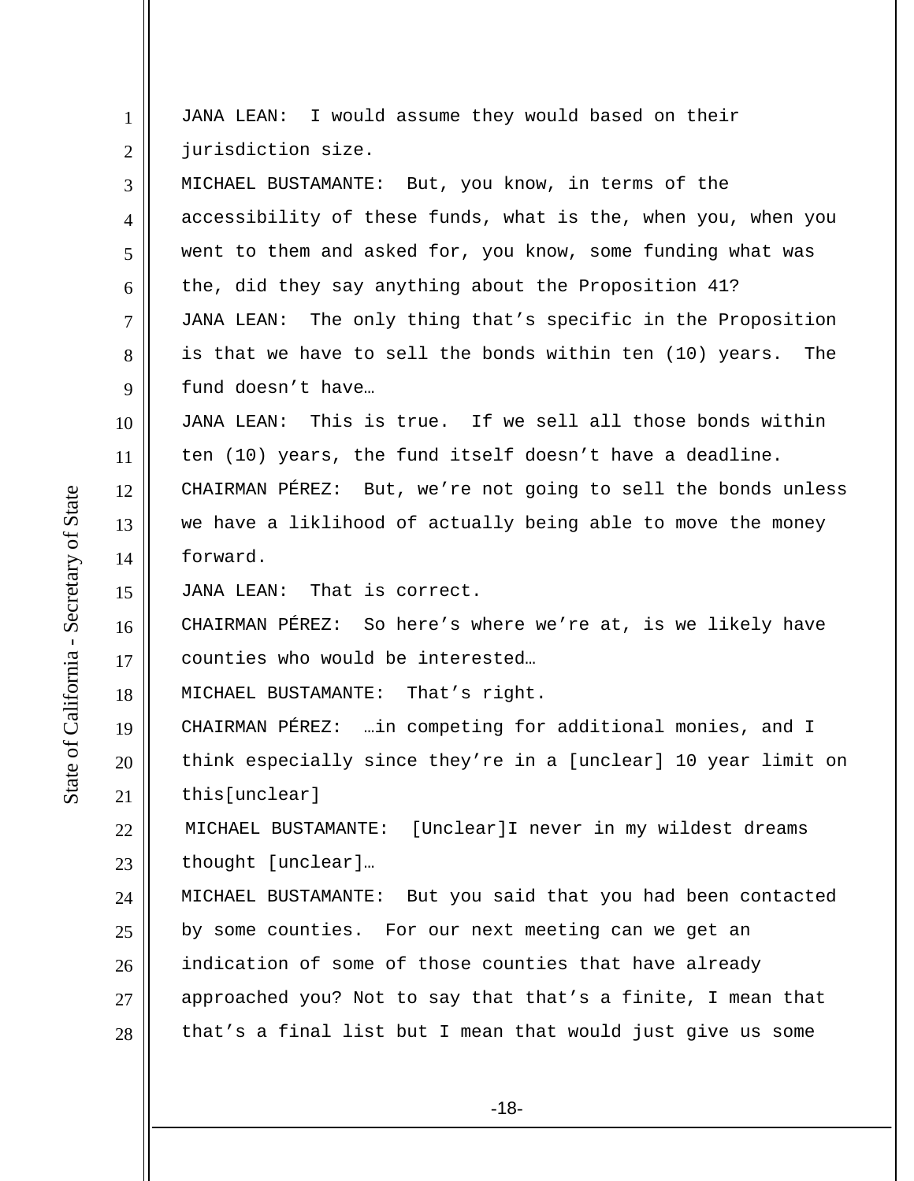JANA LEAN: I would assume they would based on their jurisdiction size.

MICHAEL BUSTAMANTE: But, you know, in terms of the accessibility of these funds, what is the, when you, when you went to them and asked for, you know, some funding what was the, did they say anything about the Proposition 41?

JANA LEAN: The only thing that's specific in the Proposition is that we have to sell the bonds within ten (10) years. The fund doesn't have…

JANA LEAN: This is true. If we sell all those bonds within ten (10) years, the fund itself doesn't have a deadline.

CHAIRMAN PÉREZ: But, we're not going to sell the bonds unless we have a liklihood of actually being able to move the money forward.

JANA LEAN: That is correct.

CHAIRMAN PÉREZ: So here's where we're at, is we likely have counties who would be interested…

MICHAEL BUSTAMANTE: That's right.

CHAIRMAN PÉREZ: …in competing for additional monies, and I think especially since they're in a [unclear] 10 year limit on this[unclear]

MICHAEL BUSTAMANTE: [Unclear]I never in my wildest dreams thought [unclear]…

MICHAEL BUSTAMANTE: But you said that you had been contacted by some counties. For our next meeting can we get an indication of some of those counties that have already approached you? Not to say that that's a finite, I mean that that's a final list but I mean that would just give us some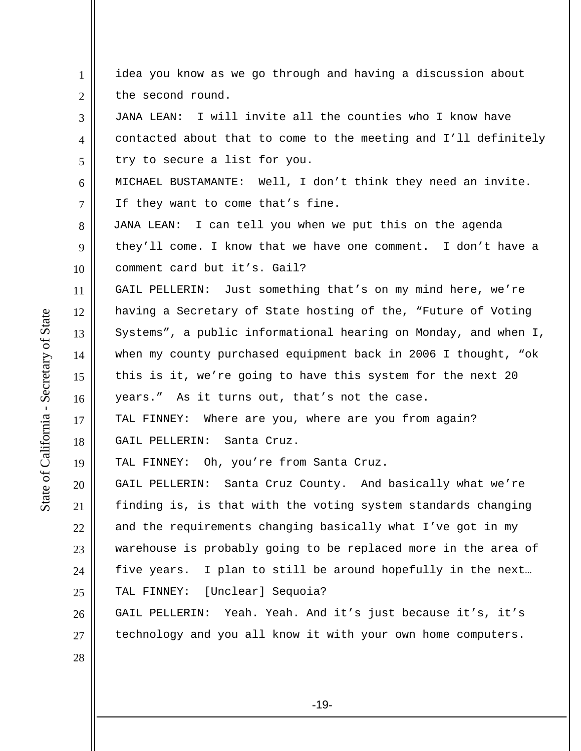idea you know as we go through and having a discussion about the second round.

JANA LEAN: I will invite all the counties who I know have contacted about that to come to the meeting and I'll definitely try to secure a list for you.

MICHAEL BUSTAMANTE: Well, I don't think they need an invite. If they want to come that's fine.

JANA LEAN: I can tell you when we put this on the agenda they'll come. I know that we have one comment. I don't have a comment card but it's. Gail?

GAIL PELLERIN: Just something that's on my mind here, we're having a Secretary of State hosting of the, "Future of Voting Systems", a public informational hearing on Monday, and when I, when my county purchased equipment back in 2006 I thought, "ok this is it, we're going to have this system for the next 20 years." As it turns out, that's not the case.

TAL FINNEY: Where are you, where are you from again?

GAIL PELLERIN: Santa Cruz.

TAL FINNEY: Oh, you're from Santa Cruz.

GAIL PELLERIN: Santa Cruz County. And basically what we're finding is, is that with the voting system standards changing and the requirements changing basically what I've got in my warehouse is probably going to be replaced more in the area of five years. I plan to still be around hopefully in the next…

TAL FINNEY: [Unclear] Sequoia?

GAIL PELLERIN: Yeah. Yeah. And it's just because it's, it's technology and you all know it with your own home computers.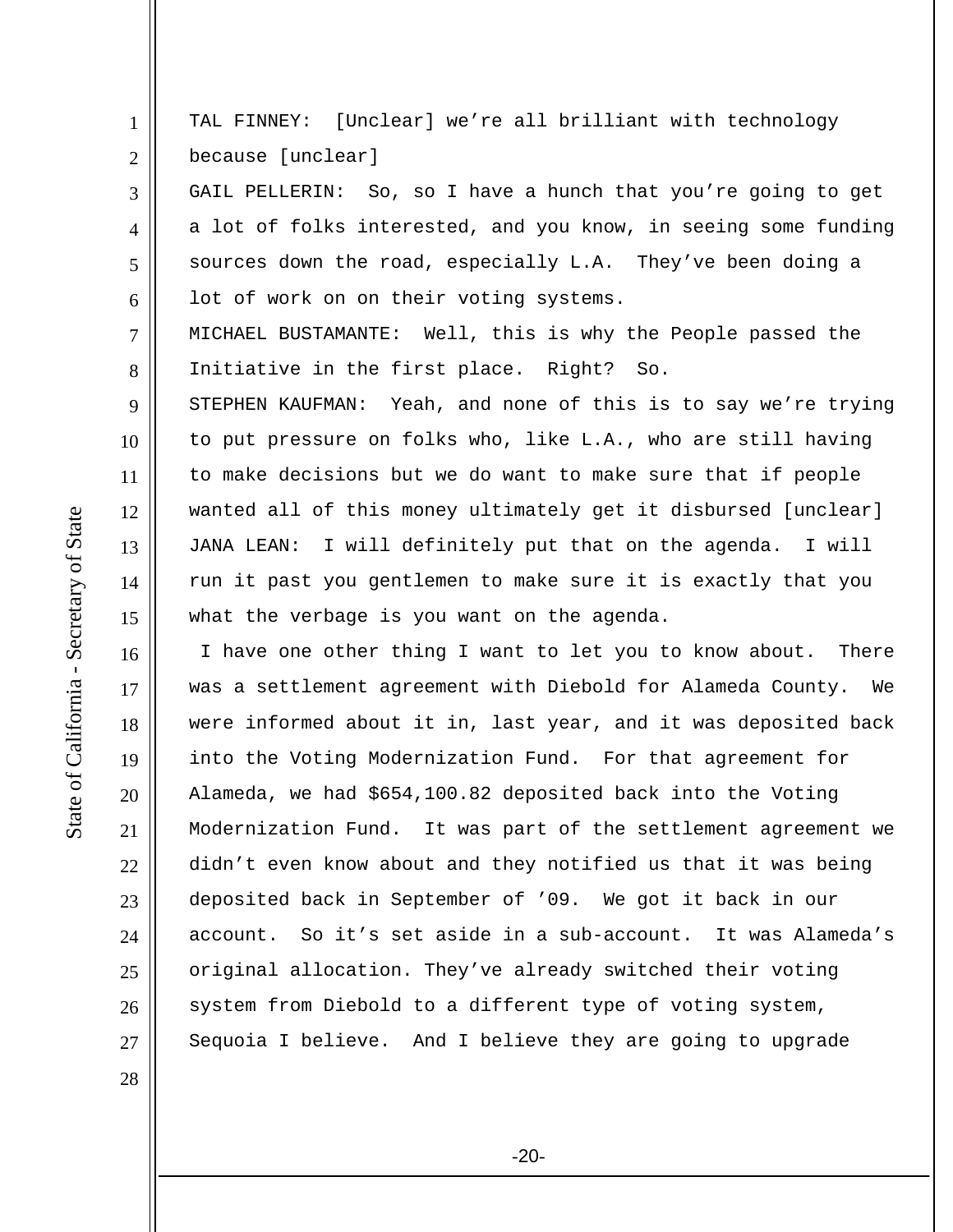TAL FINNEY: [Unclear] we're all brilliant with technology because [unclear]

GAIL PELLERIN: So, so I have a hunch that you're going to get a lot of folks interested, and you know, in seeing some funding sources down the road, especially L.A. They've been doing a lot of work on on their voting systems.

MICHAEL BUSTAMANTE: Well, this is why the People passed the Initiative in the first place. Right? So.

STEPHEN KAUFMAN: Yeah, and none of this is to say we're trying to put pressure on folks who, like L.A., who are still having to make decisions but we do want to make sure that if people wanted all of this money ultimately get it disbursed [unclear]

JANA LEAN: I will definitely put that on the agenda. I will run it past you gentlemen to make sure it is exactly that you what the verbage is you want on the agenda.

I have one other thing I want to let you to know about. There was a settlement agreement with Diebold for Alameda County. We were informed about it in, last year, and it was deposited back into the Voting Modernization Fund. For that agreement for Alameda, we had $654,100.82 deposited back into the Voting Modernization Fund. It was part of the settlement agreement we didn't even know about and they notified us that it was being deposited back in September of '09. We got it back in our account. So it's set aside in a sub-account. It was Alameda's original allocation. They've already switched their voting system from Diebold to a different type of voting system, Sequoia I believe. And I believe they are going to upgrade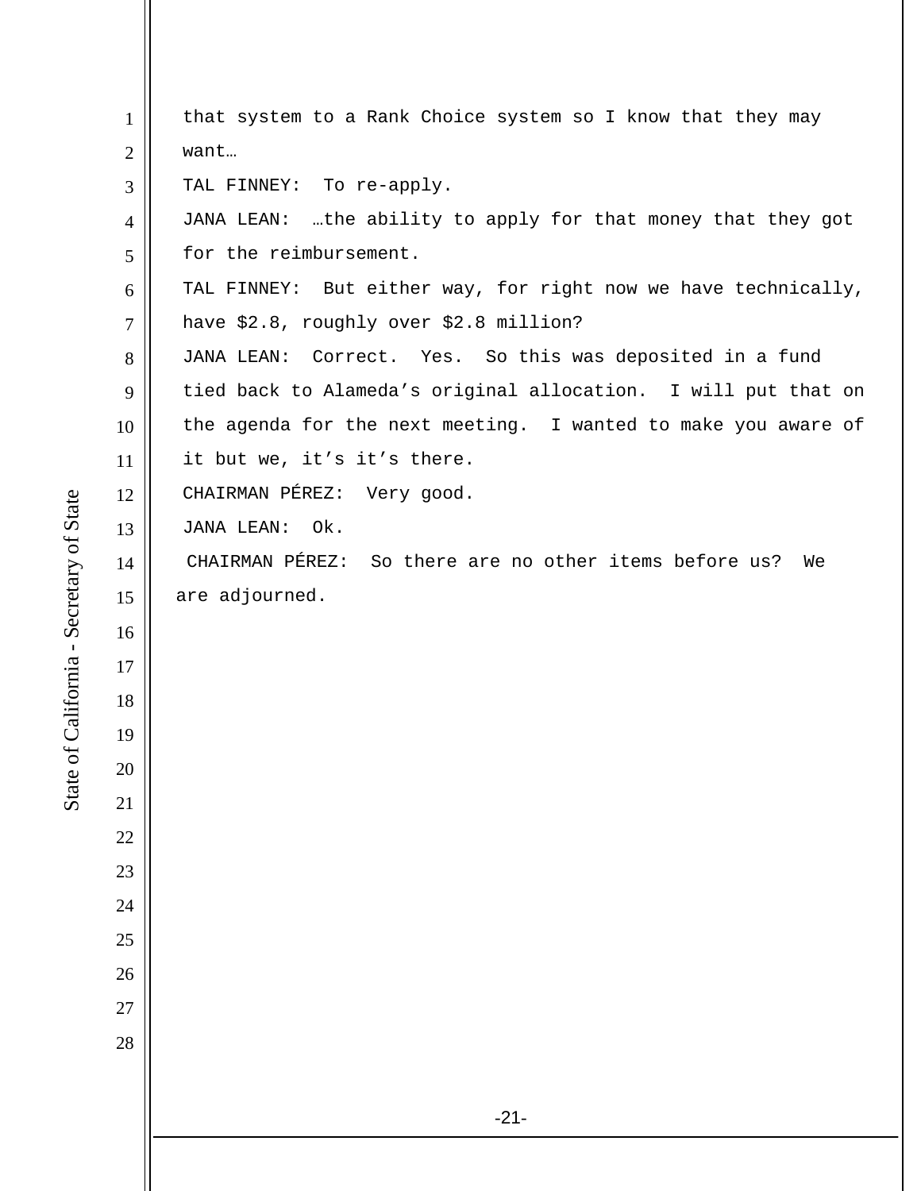that system to a Rank Choice system so I know that they may want…

TAL FINNEY: To re-apply.

JANA LEAN: …the ability to apply for that money that they got for the reimbursement.

TAL FINNEY: But either way, for right now we have technically, have $2.8, roughly over $2.8 million?

JANA LEAN: Correct. Yes. So this was deposited in a fund tied back to Alameda's original allocation. I will put that on the agenda for the next meeting. I wanted to make you aware of it but we, it's it's there.

CHAIRMAN PÉREZ: Very good.

JANA LEAN: Ok.

CHAIRMAN PÉREZ: So there are no other items before us? We are adjourned.